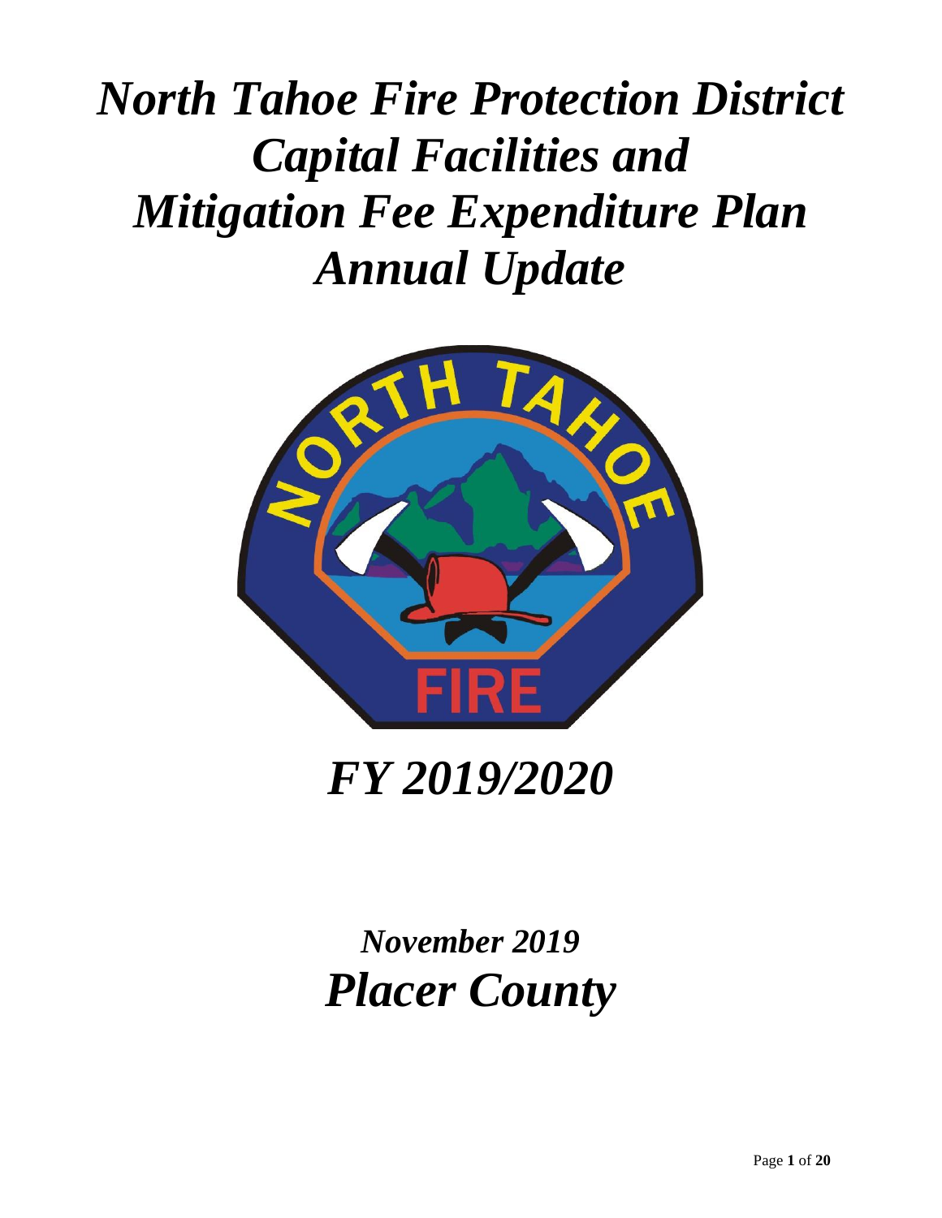# *North Tahoe Fire Protection District Capital Facilities and Mitigation Fee Expenditure Plan Annual Update*

## *FY 2019/2020*

### *November 2019*

## *Placer County*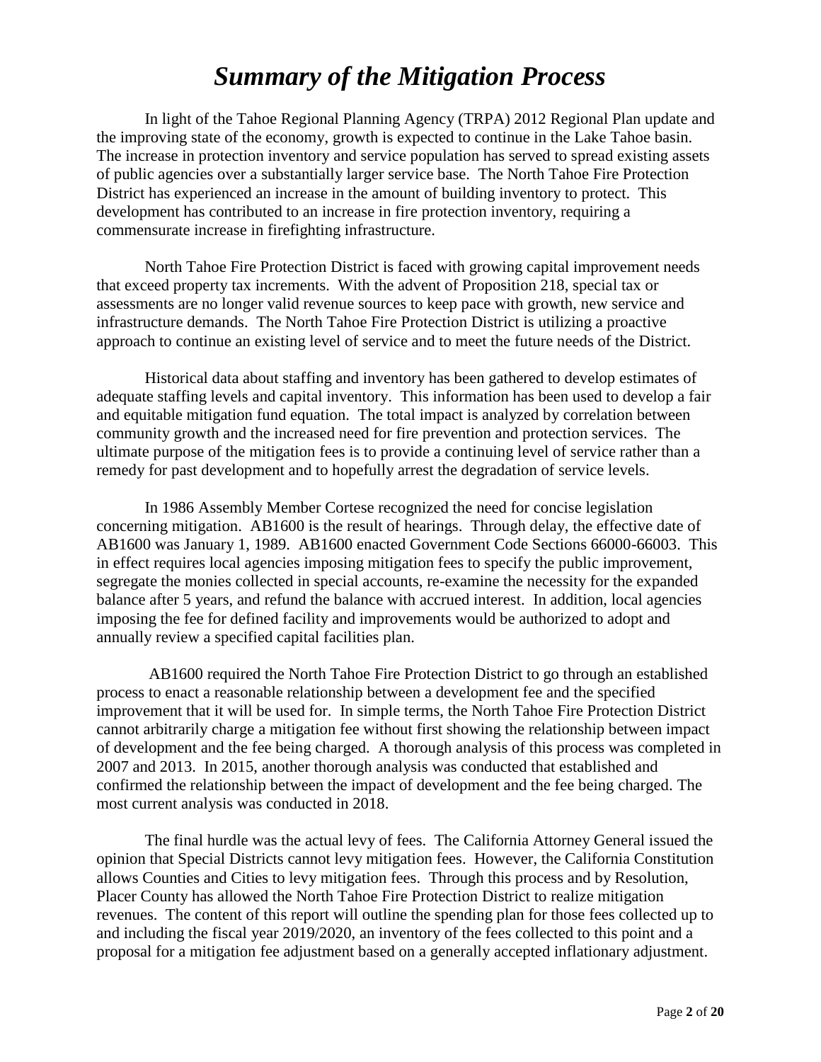# *Summary of the Mitigation Process*

In light of the Tahoe Regional Planning Agency (TRPA) 2012 Regional Plan update and the improving state of the economy, growth is expected to continue in the Lake Tahoe basin. The increase in protection inventory and service population has served to spread existing assets of public agencies over a substantially larger service base. The North Tahoe Fire Protection District has experienced an increase in the amount of building inventory to protect. This development has contributed to an increase in fire protection inventory, requiring a commensurate increase in firefighting infrastructure.

North Tahoe Fire Protection District is faced with growing capital improvement needs that exceed property tax increments. With the advent of Proposition 218, special tax or assessments are no longer valid revenue sources to keep pace with growth, new service and infrastructure demands. The North Tahoe Fire Protection District is utilizing a proactive approach to continue an existing level of service and to meet the future needs of the District.

Historical data about staffing and inventory has been gathered to develop estimates of adequate staffing levels and capital inventory. This information has been used to develop a fair and equitable mitigation fund equation. The total impact is analyzed by correlation between community growth and the increased need for fire prevention and protection services. The ultimate purpose of the mitigation fees is to provide a continuing level of service rather than a remedy for past development and to hopefully arrest the degradation of service levels.

In 1986 Assembly Member Cortese recognized the need for concise legislation concerning mitigation. AB1600 is the result of hearings. Through delay, the effective date of AB1600 was January 1, 1989. AB1600 enacted Government Code Sections 66000-66003. This in effect requires local agencies imposing mitigation fees to specify the public improvement, segregate the monies collected in special accounts, re-examine the necessity for the expanded balance after 5 years, and refund the balance with accrued interest. In addition, local agencies imposing the fee for defined facility and improvements would be authorized to adopt and annually review a specified capital facilities plan.

AB1600 required the North Tahoe Fire Protection District to go through an established process to enact a reasonable relationship between a development fee and the specified improvement that it will be used for. In simple terms, the North Tahoe Fire Protection District cannot arbitrarily charge a mitigation fee without first showing the relationship between impact of development and the fee being charged. A thorough analysis of this process was completed in 2007 and 2013. In 2015, another thorough analysis was conducted that established and confirmed the relationship between the impact of development and the fee being charged. The most current analysis was conducted in 2018.

The final hurdle was the actual levy of fees. The California Attorney General issued the opinion that Special Districts cannot levy mitigation fees. However, the California Constitution allows Counties and Cities to levy mitigation fees. Through this process and by Resolution, Placer County has allowed the North Tahoe Fire Protection District to realize mitigation revenues. The content of this report will outline the spending plan for those fees collected up to and including the fiscal year 2019/2020, an inventory of the fees collected to this point and a proposal for a mitigation fee adjustment based on a generally accepted inflationary adjustment.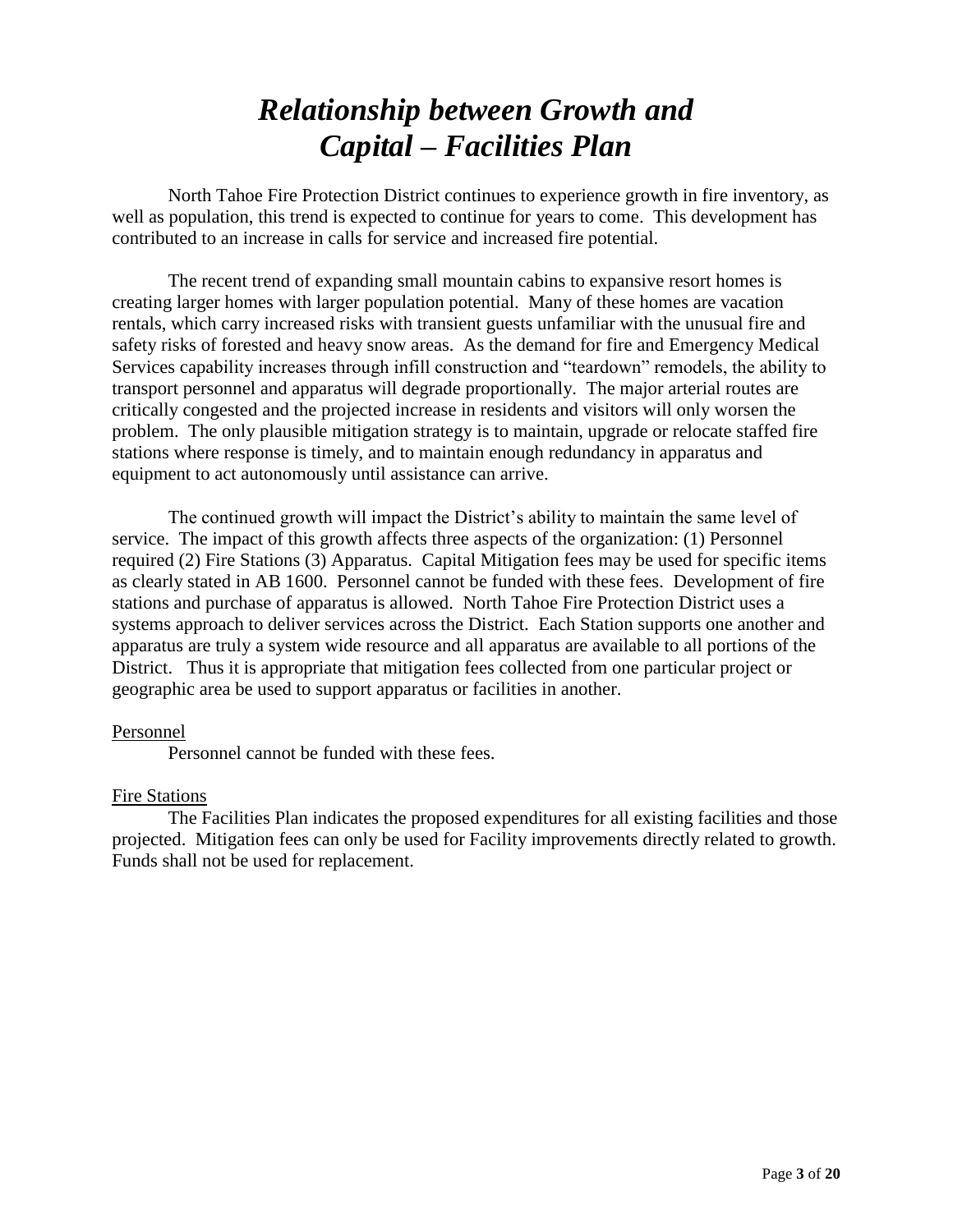# *Relationship between Growth and Capital – Facilities Plan*

North Tahoe Fire Protection District continues to experience growth in fire inventory, as well as population, this trend is expected to continue for years to come. This development has contributed to an increase in calls for service and increased fire potential.

The recent trend of expanding small mountain cabins to expansive resort homes is creating larger homes with larger population potential. Many of these homes are vacation rentals, which carry increased risks with transient guests unfamiliar with the unusual fire and safety risks of forested and heavy snow areas. As the demand for fire and Emergency Medical Services capability increases through infill construction and "teardown" remodels, the ability to transport personnel and apparatus will degrade proportionally. The major arterial routes are critically congested and the projected increase in residents and visitors will only worsen the problem. The only plausible mitigation strategy is to maintain, upgrade or relocate staffed fire stations where response is timely, and to maintain enough redundancy in apparatus and equipment to act autonomously until assistance can arrive.

The continued growth will impact the District's ability to maintain the same level of service. The impact of this growth affects three aspects of the organization: (1) Personnel required (2) Fire Stations (3) Apparatus. Capital Mitigation fees may be used for specific items as clearly stated in AB 1600. Personnel cannot be funded with these fees. Development of fire stations and purchase of apparatus is allowed. North Tahoe Fire Protection District uses a systems approach to deliver services across the District. Each Station supports one another and apparatus are truly a system wide resource and all apparatus are available to all portions of the District. Thus it is appropriate that mitigation fees collected from one particular project or geographic area be used to support apparatus or facilities in another.

<u>Personnel</u>

Personnel cannot be funded with these fees.

<u>Fire Stations</u>

The Facilities Plan indicates the proposed expenditures for all existing facilities and those projected. Mitigation fees can only be used for Facility improvements directly related to growth. Funds shall not be used for replacement.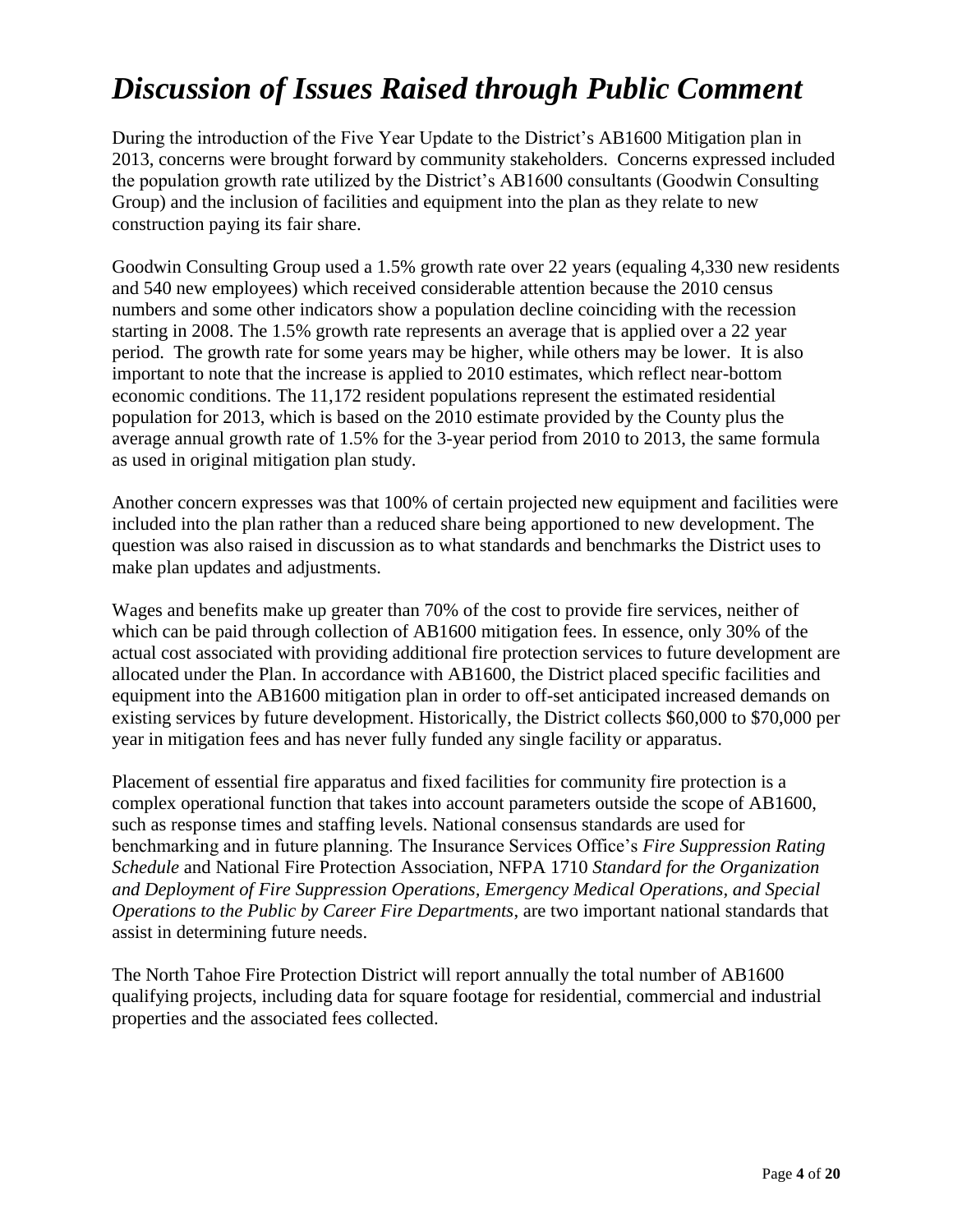# *Discussion of Issues Raised through Public Comment*

During the introduction of the Five Year Update to the District's AB1600 Mitigation plan in 2013, concerns were brought forward by community stakeholders. Concerns expressed included the population growth rate utilized by the District's AB1600 consultants (Goodwin Consulting Group) and the inclusion of facilities and equipment into the plan as they relate to new construction paying its fair share.

Goodwin Consulting Group used a 1.5% growth rate over 22 years (equaling 4,330 new residents and 540 new employees) which received considerable attention because the 2010 census numbers and some other indicators show a population decline coinciding with the recession starting in 2008. The 1.5% growth rate represents an average that is applied over a 22 year period. The growth rate for some years may be higher, while others may be lower. It is also important to note that the increase is applied to 2010 estimates, which reflect near-bottom economic conditions. The 11,172 resident populations represent the estimated residential population for 2013, which is based on the 2010 estimate provided by the County plus the average annual growth rate of 1.5% for the 3-year period from 2010 to 2013, the same formula as used in original mitigation plan study.

Another concern expresses was that 100% of certain projected new equipment and facilities were included into the plan rather than a reduced share being apportioned to new development. The question was also raised in discussion as to what standards and benchmarks the District uses to make plan updates and adjustments.

Wages and benefits make up greater than 70% of the cost to provide fire services, neither of which can be paid through collection of AB1600 mitigation fees. In essence, only 30% of the actual cost associated with providing additional fire protection services to future development are allocated under the Plan. In accordance with AB1600, the District placed specific facilities and equipment into the AB1600 mitigation plan in order to off-set anticipated increased demands on existing services by future development. Historically, the District collects $60,000 to $70,000 per year in mitigation fees and has never fully funded any single facility or apparatus.

Placement of essential fire apparatus and fixed facilities for community fire protection is a complex operational function that takes into account parameters outside the scope of AB1600, such as response times and staffing levels. National consensus standards are used for benchmarking and in future planning. The Insurance Services Office's *Fire Suppression Rating Schedule* and National Fire Protection Association, NFPA 1710 *Standard for the Organization and Deployment of Fire Suppression Operations, Emergency Medical Operations, and Special Operations to the Public by Career Fire Departments*, are two important national standards that assist in determining future needs.

The North Tahoe Fire Protection District will report annually the total number of AB1600 qualifying projects, including data for square footage for residential, commercial and industrial properties and the associated fees collected.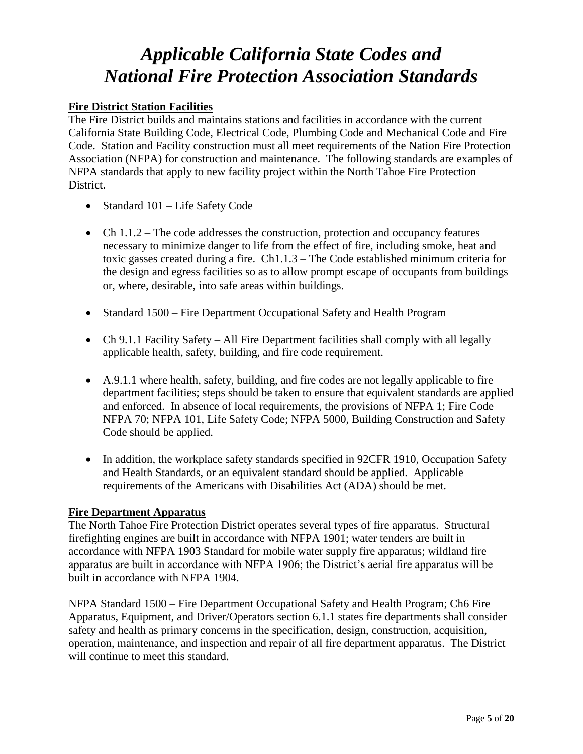// Applicable California State Codes and National Fire Protection Association Standards

# *Applicable California State Codes and National Fire Protection Association Standards*

**Fire District Station Facilities**

The Fire District builds and maintains stations and facilities in accordance with the current California State Building Code, Electrical Code, Plumbing Code and Mechanical Code and Fire Code. Station and Facility construction must all meet requirements of the Nation Fire Protection Association (NFPA) for construction and maintenance. The following standards are examples of NFPA standards that apply to new facility project within the North Tahoe Fire Protection District.

- Standard 101 – Life Safety Code
- Ch 1.1.2 – The code addresses the construction, protection and occupancy features necessary to minimize danger to life from the effect of fire, including smoke, heat and toxic gasses created during a fire. Ch1.1.3 – The Code established minimum criteria for the design and egress facilities so as to allow prompt escape of occupants from buildings or, where, desirable, into safe areas within buildings.
- Standard 1500 – Fire Department Occupational Safety and Health Program
- Ch 9.1.1 Facility Safety – All Fire Department facilities shall comply with all legally applicable health, safety, building, and fire code requirement.
- A.9.1.1 where health, safety, building, and fire codes are not legally applicable to fire department facilities; steps should be taken to ensure that equivalent standards are applied and enforced. In absence of local requirements, the provisions of NFPA 1; Fire Code NFPA 70; NFPA 101, Life Safety Code; NFPA 5000, Building Construction and Safety Code should be applied.
- In addition, the workplace safety standards specified in 92CFR 1910, Occupation Safety and Health Standards, or an equivalent standard should be applied. Applicable requirements of the Americans with Disabilities Act (ADA) should be met.

**Fire Department Apparatus**

The North Tahoe Fire Protection District operates several types of fire apparatus. Structural firefighting engines are built in accordance with NFPA 1901; water tenders are built in accordance with NFPA 1903 Standard for mobile water supply fire apparatus; wildland fire apparatus are built in accordance with NFPA 1906; the District's aerial fire apparatus will be built in accordance with NFPA 1904.

NFPA Standard 1500 – Fire Department Occupational Safety and Health Program; Ch6 Fire Apparatus, Equipment, and Driver/Operators section 6.1.1 states fire departments shall consider safety and health as primary concerns in the specification, design, construction, acquisition, operation, maintenance, and inspection and repair of all fire department apparatus. The District will continue to meet this standard.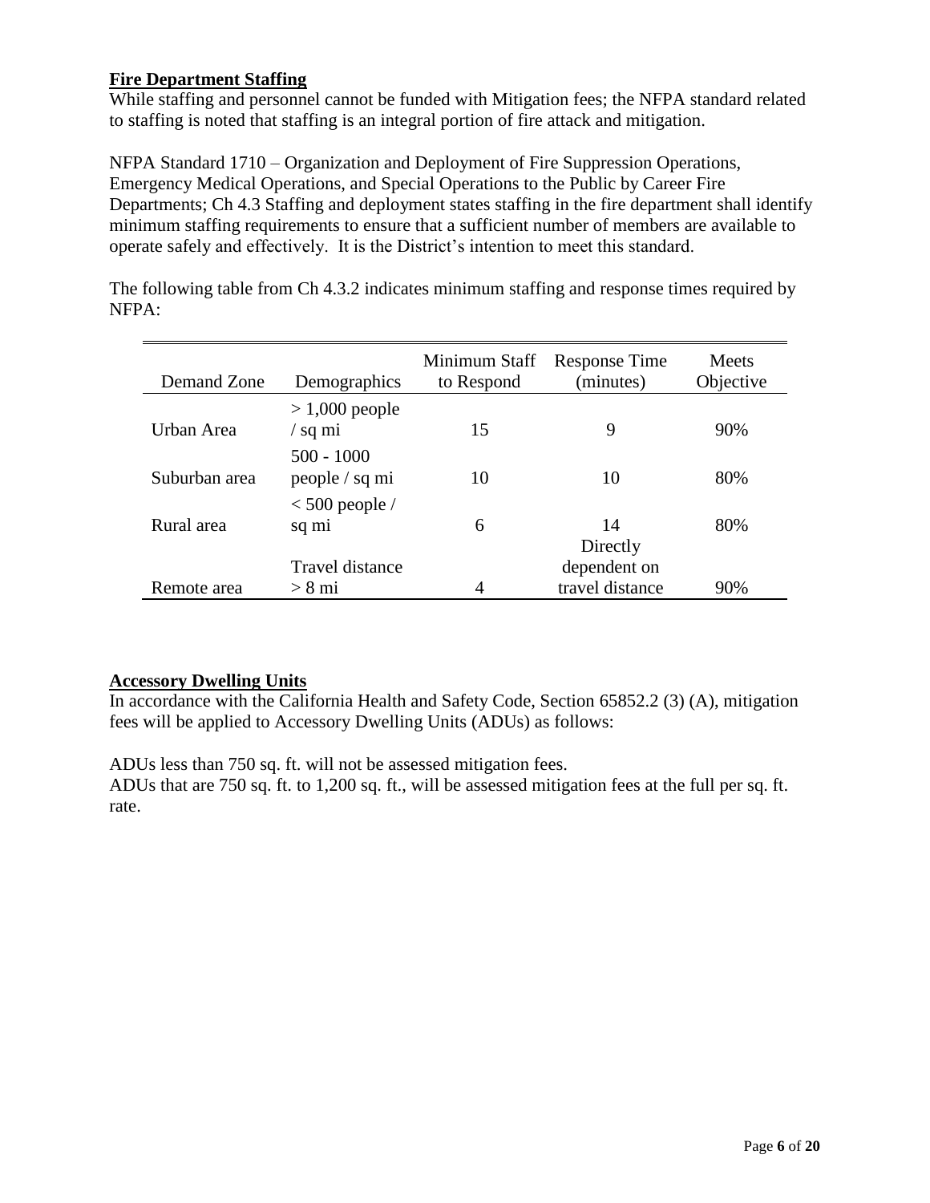**Fire Department Staffing**

While staffing and personnel cannot be funded with Mitigation fees; the NFPA standard related to staffing is noted that staffing is an integral portion of fire attack and mitigation.

NFPA Standard 1710 – Organization and Deployment of Fire Suppression Operations, Emergency Medical Operations, and Special Operations to the Public by Career Fire Departments; Ch 4.3 Staffing and deployment states staffing in the fire department shall identify minimum staffing requirements to ensure that a sufficient number of members are available to operate safely and effectively. It is the District's intention to meet this standard.

The following table from Ch 4.3.2 indicates minimum staffing and response times required by NFPA:

| Demand Zone | Demographics | Minimum Staff to Respond | Response Time (minutes) | Meets Objective |
|---|---|---|---|---|
| Urban Area | > 1,000 people / sq mi | 15 | 9 | 90% |
| Suburban area | 500 - 1000 people / sq mi | 10 | 10 | 80% |
| Rural area | < 500 people / sq mi | 6 | 14 | 80% |
| Remote area | Travel distance > 8 mi | 4 | Directly dependent on travel distance | 90% |

**Accessory Dwelling Units**

In accordance with the California Health and Safety Code, Section 65852.2 (3) (A), mitigation fees will be applied to Accessory Dwelling Units (ADUs) as follows:

ADUs less than 750 sq. ft. will not be assessed mitigation fees.
ADUs that are 750 sq. ft. to 1,200 sq. ft., will be assessed mitigation fees at the full per sq. ft. rate.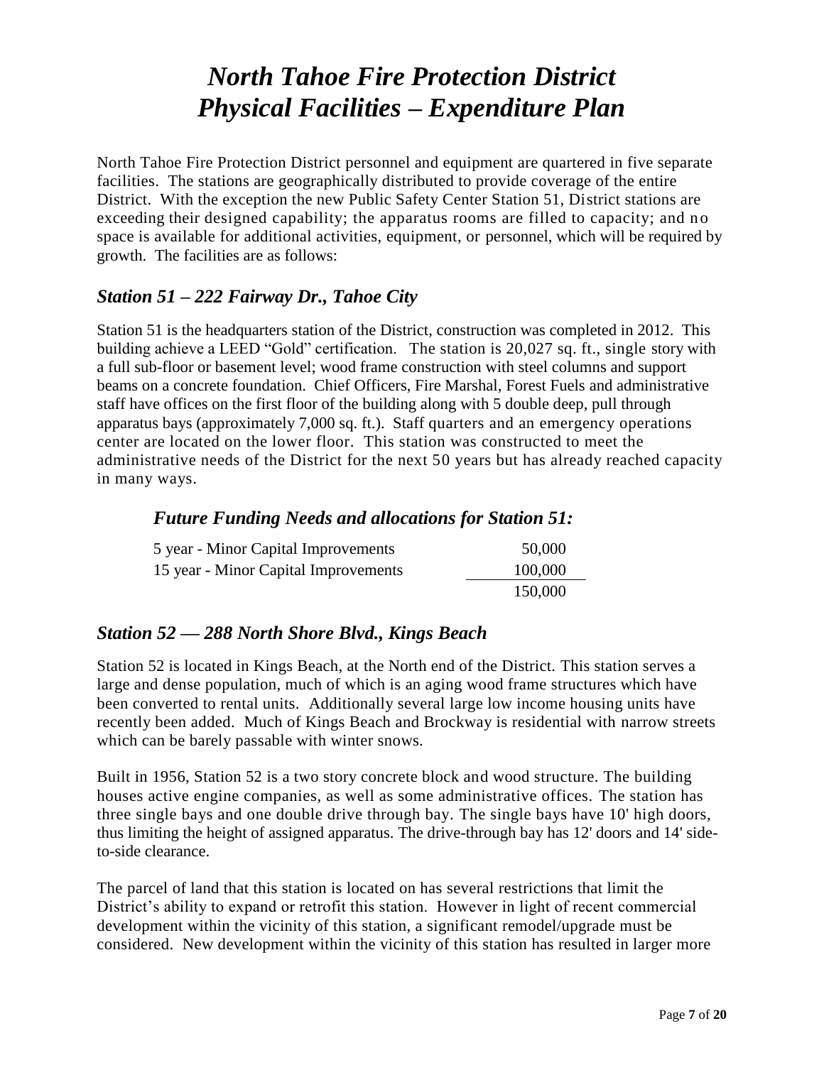# *North Tahoe Fire Protection District Physical Facilities – Expenditure Plan*

North Tahoe Fire Protection District personnel and equipment are quartered in five separate facilities. The stations are geographically distributed to provide coverage of the entire District. With the exception the new Public Safety Center Station 51, District stations are exceeding their designed capability; the apparatus rooms are filled to capacity; and no space is available for additional activities, equipment, or personnel, which will be required by growth. The facilities are as follows:

## *Station 51 – 222 Fairway Dr., Tahoe City*

Station 51 is the headquarters station of the District, construction was completed in 2012. This building achieve a LEED "Gold" certification. The station is 20,027 sq. ft., single story with a full sub-floor or basement level; wood frame construction with steel columns and support beams on a concrete foundation. Chief Officers, Fire Marshal, Forest Fuels and administrative staff have offices on the first floor of the building along with 5 double deep, pull through apparatus bays (approximately 7,000 sq. ft.). Staff quarters and an emergency operations center are located on the lower floor. This station was constructed to meet the administrative needs of the District for the next 50 years but has already reached capacity in many ways.

### *Future Funding Needs and allocations for Station 51:*

| | |
|---|---:|
| 5 year - Minor Capital Improvements | 50,000 |
| 15 year - Minor Capital Improvements | 100,000 |
| | 150,000 |

## *Station 52 — 288 North Shore Blvd., Kings Beach*

Station 52 is located in Kings Beach, at the North end of the District. This station serves a large and dense population, much of which is an aging wood frame structures which have been converted to rental units. Additionally several large low income housing units have recently been added. Much of Kings Beach and Brockway is residential with narrow streets which can be barely passable with winter snows.

Built in 1956, Station 52 is a two story concrete block and wood structure. The building houses active engine companies, as well as some administrative offices. The station has three single bays and one double drive through bay. The single bays have 10' high doors, thus limiting the height of assigned apparatus. The drive-through bay has 12' doors and 14' side-to-side clearance.

The parcel of land that this station is located on has several restrictions that limit the District's ability to expand or retrofit this station. However in light of recent commercial development within the vicinity of this station, a significant remodel/upgrade must be considered. New development within the vicinity of this station has resulted in larger more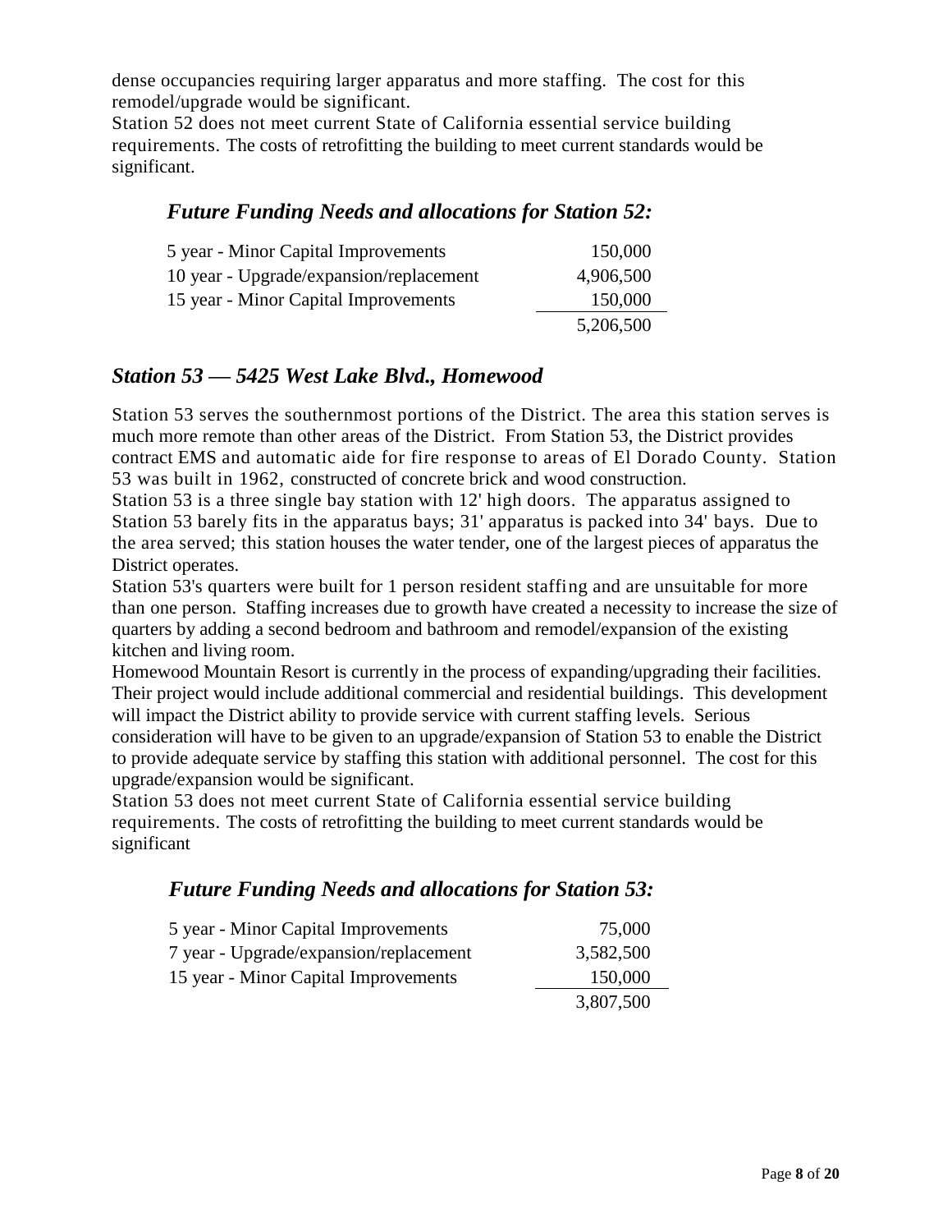dense occupancies requiring larger apparatus and more staffing. The cost for this remodel/upgrade would be significant.

Station 52 does not meet current State of California essential service building requirements. The costs of retrofitting the building to meet current standards would be significant.

### *Future Funding Needs and allocations for Station 52:*

| | |
|---|---:|
| 5 year - Minor Capital Improvements | 150,000 |
| 10 year - Upgrade/expansion/replacement | 4,906,500 |
| 15 year - Minor Capital Improvements | 150,000 |
| | 5,206,500 |

## *Station 53 — 5425 West Lake Blvd., Homewood*

Station 53 serves the southernmost portions of the District. The area this station serves is much more remote than other areas of the District. From Station 53, the District provides contract EMS and automatic aide for fire response to areas of El Dorado County. Station 53 was built in 1962, constructed of concrete brick and wood construction.

Station 53 is a three single bay station with 12' high doors. The apparatus assigned to Station 53 barely fits in the apparatus bays; 31' apparatus is packed into 34' bays. Due to the area served; this station houses the water tender, one of the largest pieces of apparatus the District operates.

Station 53's quarters were built for 1 person resident staffing and are unsuitable for more than one person. Staffing increases due to growth have created a necessity to increase the size of quarters by adding a second bedroom and bathroom and remodel/expansion of the existing kitchen and living room.

Homewood Mountain Resort is currently in the process of expanding/upgrading their facilities. Their project would include additional commercial and residential buildings. This development will impact the District ability to provide service with current staffing levels. Serious consideration will have to be given to an upgrade/expansion of Station 53 to enable the District to provide adequate service by staffing this station with additional personnel. The cost for this upgrade/expansion would be significant.

Station 53 does not meet current State of California essential service building requirements. The costs of retrofitting the building to meet current standards would be significant

### *Future Funding Needs and allocations for Station 53:*

| | |
|---|---:|
| 5 year - Minor Capital Improvements | 75,000 |
| 7 year - Upgrade/expansion/replacement | 3,582,500 |
| 15 year - Minor Capital Improvements | 150,000 |
| | 3,807,500 |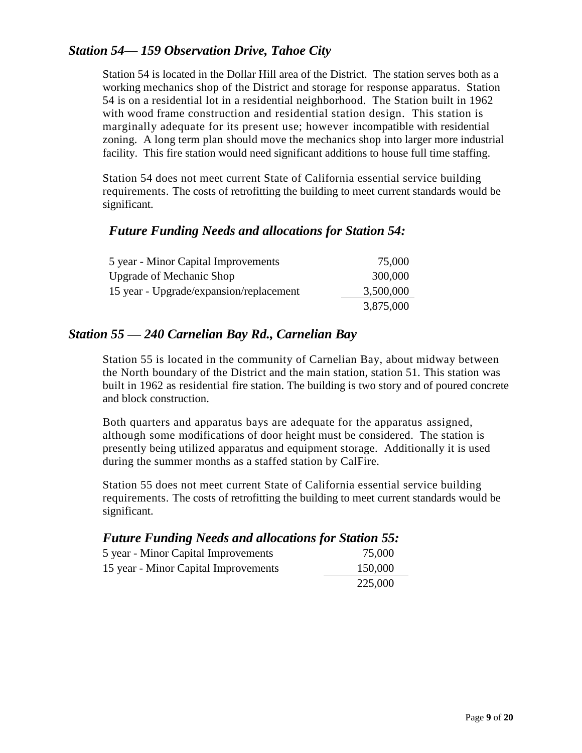## *Station 54— 159 Observation Drive, Tahoe City*

Station 54 is located in the Dollar Hill area of the District. The station serves both as a working mechanics shop of the District and storage for response apparatus. Station 54 is on a residential lot in a residential neighborhood. The Station built in 1962 with wood frame construction and residential station design. This station is marginally adequate for its present use; however incompatible with residential zoning. A long term plan should move the mechanics shop into larger more industrial facility. This fire station would need significant additions to house full time staffing.

Station 54 does not meet current State of California essential service building requirements. The costs of retrofitting the building to meet current standards would be significant.

### *Future Funding Needs and allocations for Station 54:*

| | |
|---|---:|
| 5 year - Minor Capital Improvements | 75,000 |
| Upgrade of Mechanic Shop | 300,000 |
| 15 year - Upgrade/expansion/replacement | 3,500,000 |
| | 3,875,000 |

## *Station 55 — 240 Carnelian Bay Rd., Carnelian Bay*

Station 55 is located in the community of Carnelian Bay, about midway between the North boundary of the District and the main station, station 51. This station was built in 1962 as residential fire station. The building is two story and of poured concrete and block construction.

Both quarters and apparatus bays are adequate for the apparatus assigned, although some modifications of door height must be considered. The station is presently being utilized apparatus and equipment storage. Additionally it is used during the summer months as a staffed station by CalFire.

Station 55 does not meet current State of California essential service building requirements. The costs of retrofitting the building to meet current standards would be significant.

### *Future Funding Needs and allocations for Station 55:*

| | |
|---|---:|
| 5 year - Minor Capital Improvements | 75,000 |
| 15 year - Minor Capital Improvements | 150,000 |
| | 225,000 |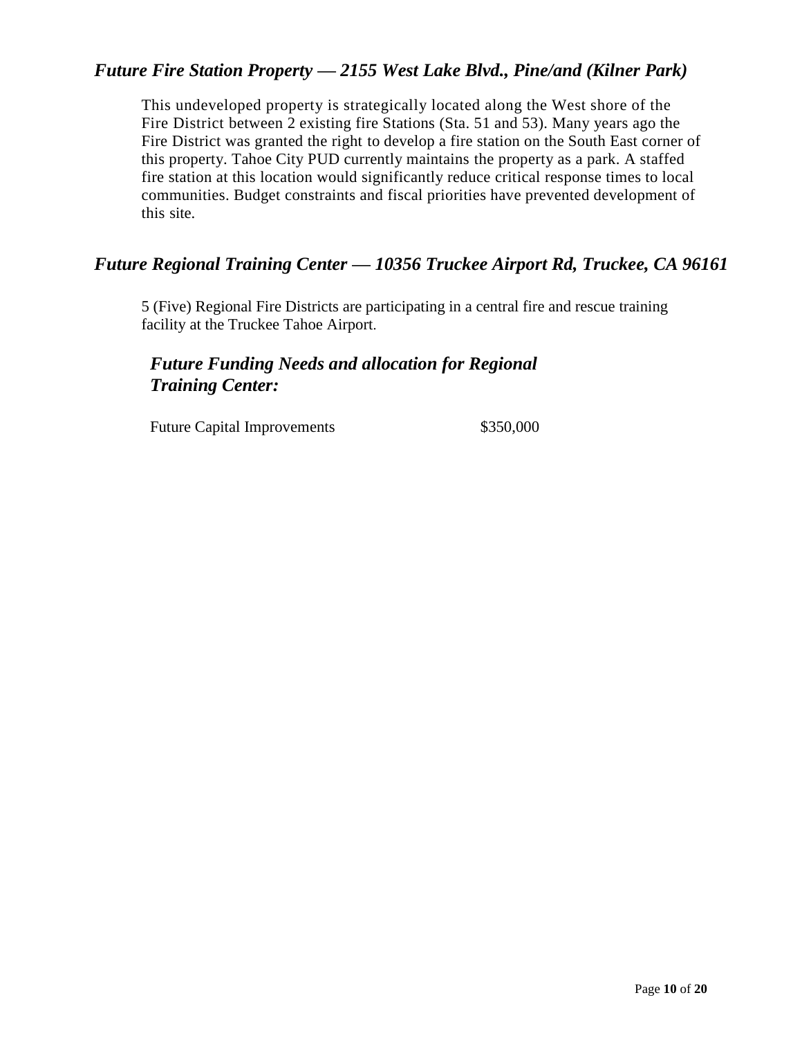## *Future Fire Station Property — 2155 West Lake Blvd., Pine/and (Kilner Park)*

This undeveloped property is strategically located along the West shore of the Fire District between 2 existing fire Stations (Sta. 51 and 53). Many years ago the Fire District was granted the right to develop a fire station on the South East corner of this property. Tahoe City PUD currently maintains the property as a park. A staffed fire station at this location would significantly reduce critical response times to local communities. Budget constraints and fiscal priorities have prevented development of this site.

## *Future Regional Training Center — 10356 Truckee Airport Rd, Truckee, CA 96161*

5 (Five) Regional Fire Districts are participating in a central fire and rescue training facility at the Truckee Tahoe Airport.

### *Future Funding Needs and allocation for Regional Training Center:*

| | |
|---|---|
| Future Capital Improvements | $350,000 |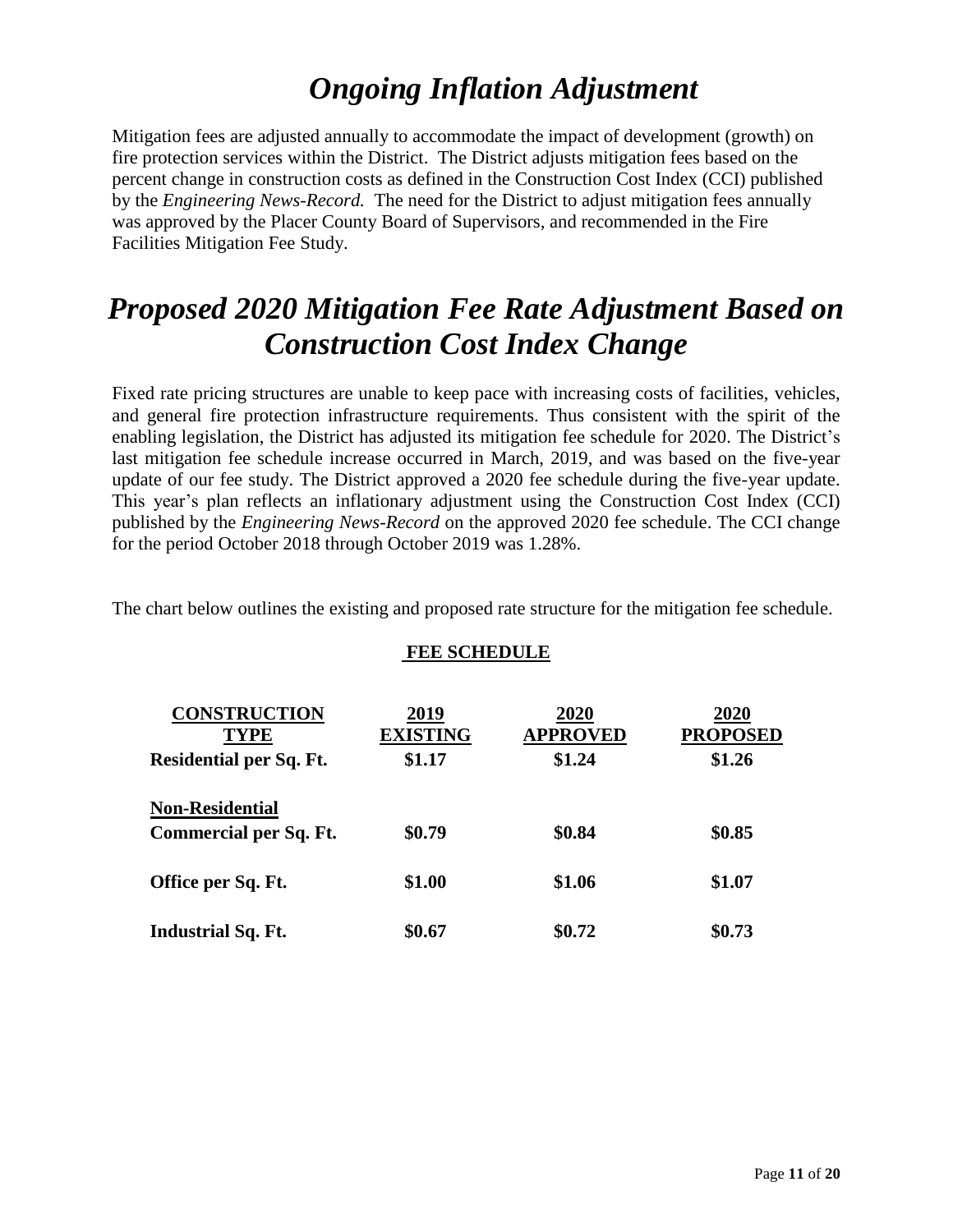# *Ongoing Inflation Adjustment*

Mitigation fees are adjusted annually to accommodate the impact of development (growth) on fire protection services within the District. The District adjusts mitigation fees based on the percent change in construction costs as defined in the Construction Cost Index (CCI) published by the *Engineering News-Record.* The need for the District to adjust mitigation fees annually was approved by the Placer County Board of Supervisors, and recommended in the Fire Facilities Mitigation Fee Study.

# *Proposed 2020 Mitigation Fee Rate Adjustment Based on Construction Cost Index Change*

Fixed rate pricing structures are unable to keep pace with increasing costs of facilities, vehicles, and general fire protection infrastructure requirements. Thus consistent with the spirit of the enabling legislation, the District has adjusted its mitigation fee schedule for 2020. The District's last mitigation fee schedule increase occurred in March, 2019, and was based on the five-year update of our fee study. The District approved a 2020 fee schedule during the five-year update. This year's plan reflects an inflationary adjustment using the Construction Cost Index (CCI) published by the *Engineering News-Record* on the approved 2020 fee schedule. The CCI change for the period October 2018 through October 2019 was 1.28%.

The chart below outlines the existing and proposed rate structure for the mitigation fee schedule.

**FEE SCHEDULE**

| CONSTRUCTION TYPE | 2019 EXISTING | 2020 APPROVED | 2020 PROPOSED |
|---|---|---|---|
| **Residential per Sq. Ft.** | **$1.17** | **$1.24** | **$1.26** |
| **Non-Residential** | | | |
| **Commercial per Sq. Ft.** | **$0.79** | **$0.84** | **$0.85** |
| **Office per Sq. Ft.** | **$1.00** | **$1.06** | **$1.07** |
| **Industrial Sq. Ft.** | **$0.67** | **$0.72** | **$0.73** |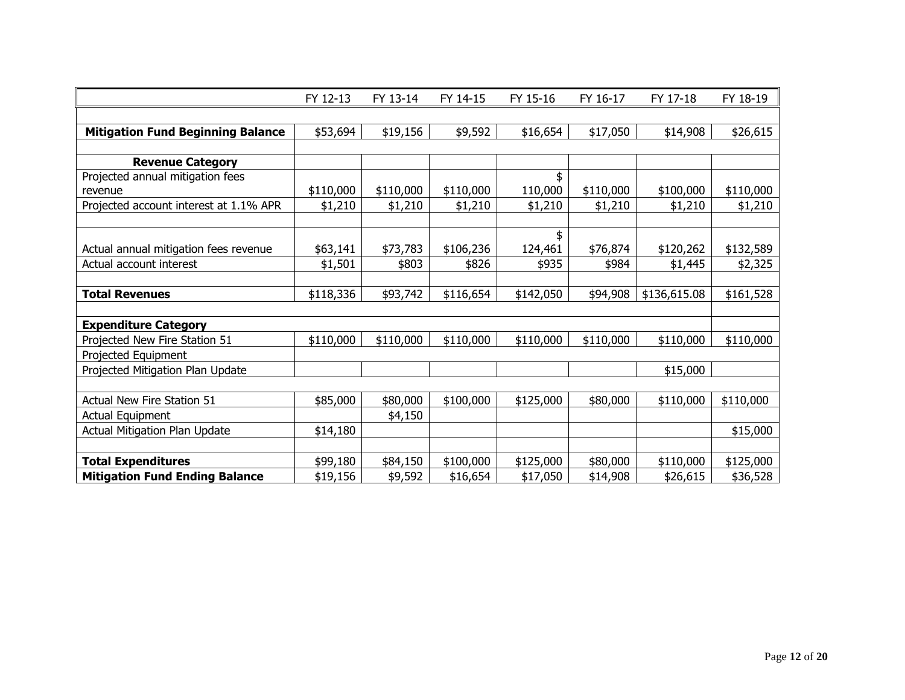| | FY 12-13 | FY 13-14 | FY 14-15 | FY 15-16 | FY 16-17 | FY 17-18 | FY 18-19 |
|---|---|---|---|---|---|---|---|
| | | | | | | | |
| **Mitigation Fund Beginning Balance** | $53,694 | $19,156 | $9,592 | $16,654 | $17,050 | $14,908 | $26,615 |
| | | | | | | | |
| **Revenue Category** | | | | | | | |
| Projected annual mitigation fees revenue | $110,000 | $110,000 | $110,000 | $ 110,000 | $110,000 | $100,000 | $110,000 |
| Projected account interest at 1.1% APR | $1,210 | $1,210 | $1,210 | $1,210 | $1,210 | $1,210 | $1,210 |
| | | | | | | | |
| Actual annual mitigation fees revenue | $63,141 | $73,783 | $106,236 | $ 124,461 | $76,874 | $120,262 | $132,589 |
| Actual account interest | $1,501 | $803 | $826 | $935 | $984 | $1,445 | $2,325 |
| | | | | | | | |
| **Total Revenues** | $118,336 | $93,742 | $116,654 | $142,050 | $94,908 | $136,615.08 | $161,528 |
| | | | | | | | |
| **Expenditure Category** | | | | | | | |
| Projected New Fire Station 51 | $110,000 | $110,000 | $110,000 | $110,000 | $110,000 | $110,000 | $110,000 |
| Projected Equipment | | | | | | | |
| Projected Mitigation Plan Update | | | | | | $15,000 | |
| | | | | | | | |
| Actual New Fire Station 51 | $85,000 | $80,000 | $100,000 | $125,000 | $80,000 | $110,000 | $110,000 |
| Actual Equipment | | $4,150 | | | | | |
| Actual Mitigation Plan Update | $14,180 | | | | | | $15,000 |
| | | | | | | | |
| **Total Expenditures** | $99,180 | $84,150 | $100,000 | $125,000 | $80,000 | $110,000 | $125,000 |
| **Mitigation Fund Ending Balance** | $19,156 | $9,592 | $16,654 | $17,050 | $14,908 | $26,615 | $36,528 |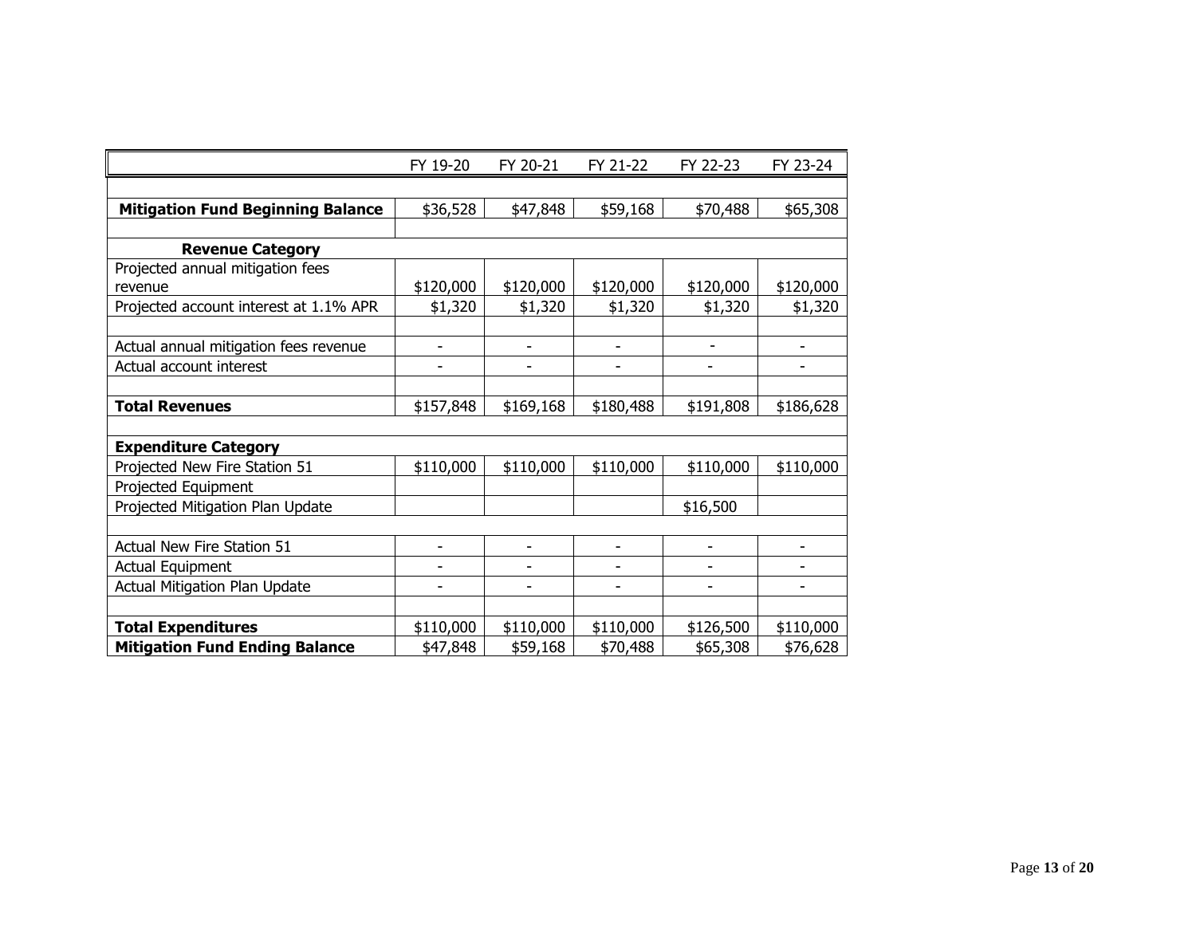| | FY 19-20 | FY 20-21 | FY 21-22 | FY 22-23 | FY 23-24 |
|---|---|---|---|---|---|
| | | | | | |
| **Mitigation Fund Beginning Balance** | $36,528 | $47,848 | $59,168 | $70,488 | $65,308 |
| | | | | | |
| **Revenue Category** | | | | | |
| Projected annual mitigation fees revenue | $120,000 | $120,000 | $120,000 | $120,000 | $120,000 |
| Projected account interest at 1.1% APR | $1,320 | $1,320 | $1,320 | $1,320 | $1,320 |
| | | | | | |
| Actual annual mitigation fees revenue | - | - | - | - | - |
| Actual account interest | - | - | - | - | - |
| | | | | | |
| **Total Revenues** | $157,848 | $169,168 | $180,488 | $191,808 | $186,628 |
| | | | | | |
| **Expenditure Category** | | | | | |
| Projected New Fire Station 51 | $110,000 | $110,000 | $110,000 | $110,000 | $110,000 |
| Projected Equipment | | | | | |
| Projected Mitigation Plan Update | | | | $16,500 | |
| | | | | | |
| Actual New Fire Station 51 | - | - | - | - | - |
| Actual Equipment | - | - | - | - | - |
| Actual Mitigation Plan Update | - | - | - | - | - |
| | | | | | |
| **Total Expenditures** | $110,000 | $110,000 | $110,000 | $126,500 | $110,000 |
| **Mitigation Fund Ending Balance** | $47,848 | $59,168 | $70,488 | $65,308 | $76,628 |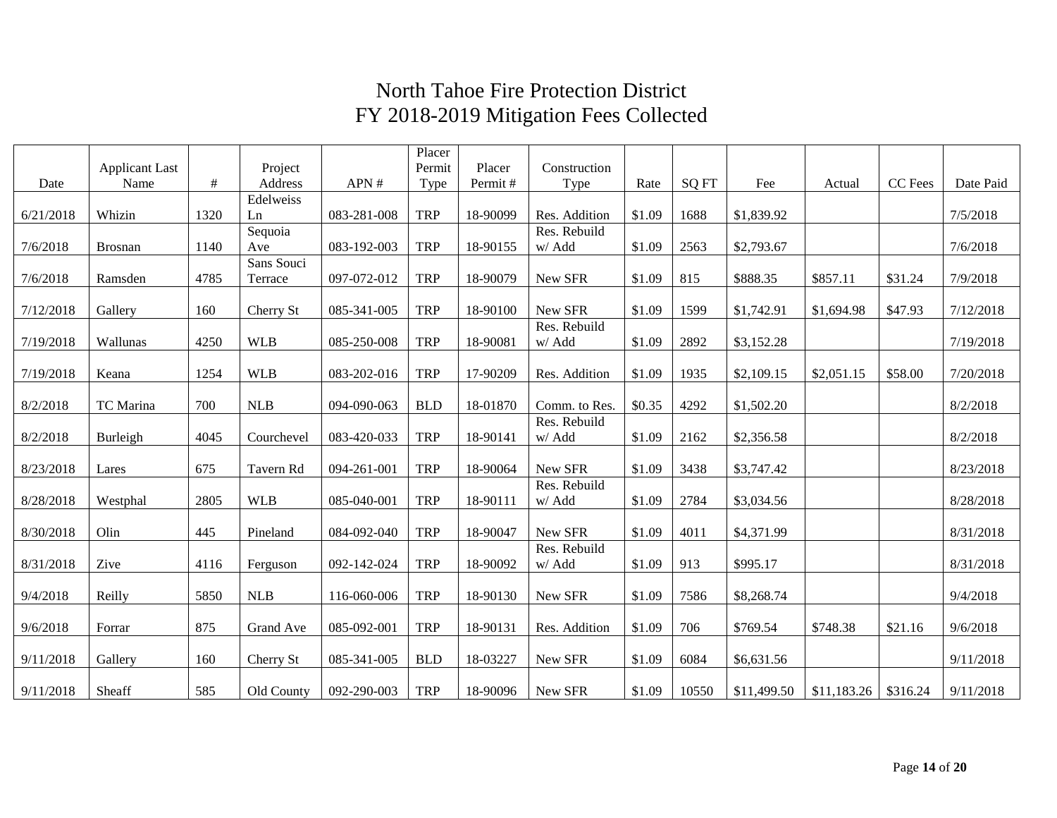# North Tahoe Fire Protection District
# FY 2018-2019 Mitigation Fees Collected

| Date | Applicant Last Name | # | Project Address | APN # | Placer Permit Type | Placer Permit # | Construction Type | Rate | SQ FT | Fee | Actual | CC Fees | Date Paid |
|---|---|---|---|---|---|---|---|---|---|---|---|---|---|
| 6/21/2018 | Whizin | 1320 | Edelweiss Ln | 083-281-008 | TRP | 18-90099 | Res. Addition | $1.09 | 1688 | $1,839.92 | | | 7/5/2018 |
| 7/6/2018 | Brosnan | 1140 | Sequoia Ave | 083-192-003 | TRP | 18-90155 | Res. Rebuild w/ Add | $1.09 | 2563 | $2,793.67 | | | 7/6/2018 |
| 7/6/2018 | Ramsden | 4785 | Sans Souci Terrace | 097-072-012 | TRP | 18-90079 | New SFR | $1.09 | 815 | $888.35 | $857.11 | $31.24 | 7/9/2018 |
| 7/12/2018 | Gallery | 160 | Cherry St | 085-341-005 | TRP | 18-90100 | New SFR | $1.09 | 1599 | $1,742.91 | $1,694.98 | $47.93 | 7/12/2018 |
| 7/19/2018 | Wallunas | 4250 | WLB | 085-250-008 | TRP | 18-90081 | Res. Rebuild w/ Add | $1.09 | 2892 | $3,152.28 | | | 7/19/2018 |
| 7/19/2018 | Keana | 1254 | WLB | 083-202-016 | TRP | 17-90209 | Res. Addition | $1.09 | 1935 | $2,109.15 | $2,051.15 | $58.00 | 7/20/2018 |
| 8/2/2018 | TC Marina | 700 | NLB | 094-090-063 | BLD | 18-01870 | Comm. to Res. | $0.35 | 4292 | $1,502.20 | | | 8/2/2018 |
| 8/2/2018 | Burleigh | 4045 | Courchevel | 083-420-033 | TRP | 18-90141 | Res. Rebuild w/ Add | $1.09 | 2162 | $2,356.58 | | | 8/2/2018 |
| 8/23/2018 | Lares | 675 | Tavern Rd | 094-261-001 | TRP | 18-90064 | New SFR | $1.09 | 3438 | $3,747.42 | | | 8/23/2018 |
| 8/28/2018 | Westphal | 2805 | WLB | 085-040-001 | TRP | 18-90111 | Res. Rebuild w/ Add | $1.09 | 2784 | $3,034.56 | | | 8/28/2018 |
| 8/30/2018 | Olin | 445 | Pineland | 084-092-040 | TRP | 18-90047 | New SFR | $1.09 | 4011 | $4,371.99 | | | 8/31/2018 |
| 8/31/2018 | Zive | 4116 | Ferguson | 092-142-024 | TRP | 18-90092 | Res. Rebuild w/ Add | $1.09 | 913 | $995.17 | | | 8/31/2018 |
| 9/4/2018 | Reilly | 5850 | NLB | 116-060-006 | TRP | 18-90130 | New SFR | $1.09 | 7586 | $8,268.74 | | | 9/4/2018 |
| 9/6/2018 | Forrar | 875 | Grand Ave | 085-092-001 | TRP | 18-90131 | Res. Addition | $1.09 | 706 | $769.54 | $748.38 | $21.16 | 9/6/2018 |
| 9/11/2018 | Gallery | 160 | Cherry St | 085-341-005 | BLD | 18-03227 | New SFR | $1.09 | 6084 | $6,631.56 | | | 9/11/2018 |
| 9/11/2018 | Sheaff | 585 | Old County | 092-290-003 | TRP | 18-90096 | New SFR | $1.09 | 10550 | $11,499.50 | $11,183.26 | $316.24 | 9/11/2018 |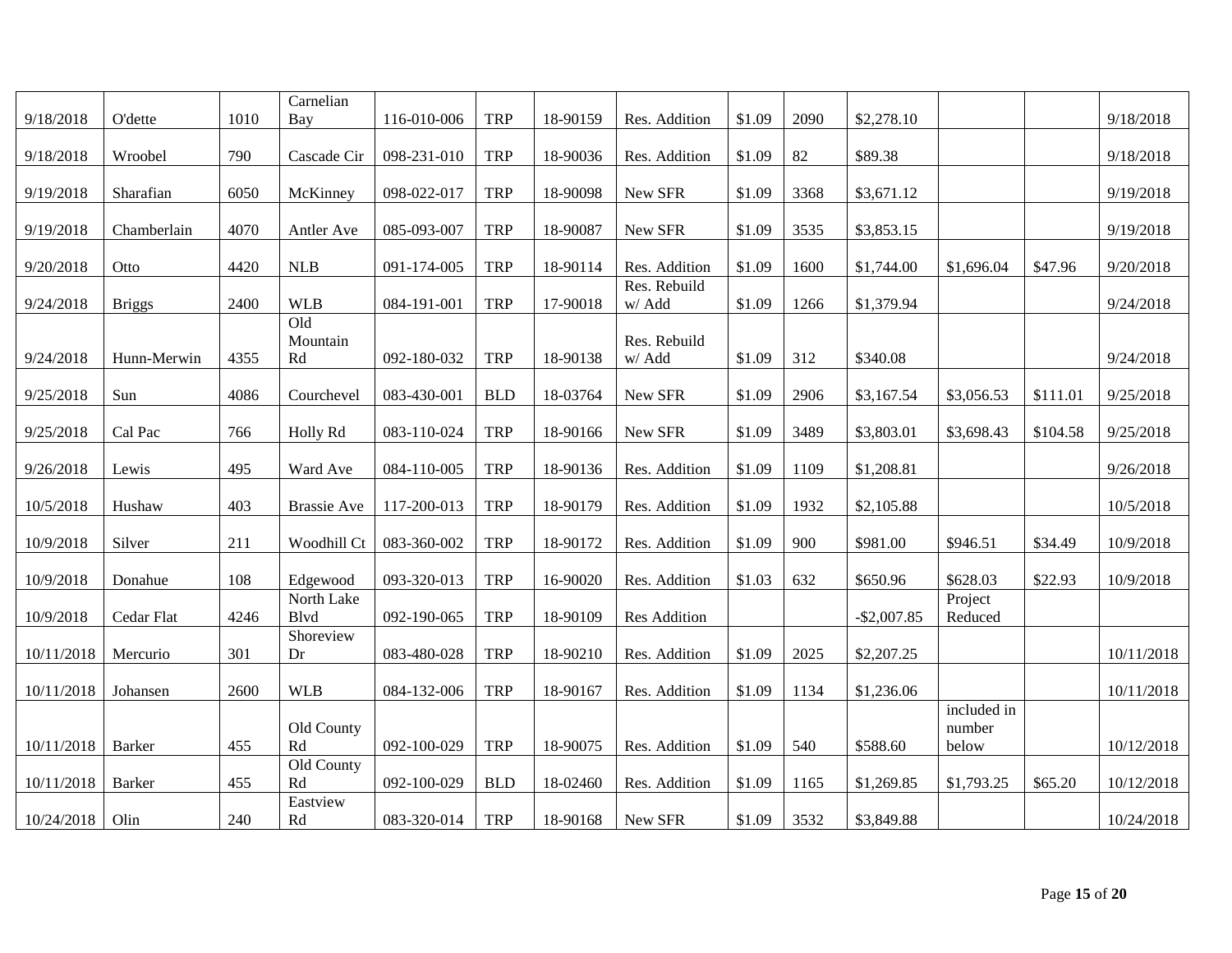| | | | | | | | | | | | | | |
|---|---|---|---|---|---|---|---|---|---|---|---|---|---|
| 9/18/2018 | O'dette | 1010 | Carnelian Bay | 116-010-006 | TRP | 18-90159 | Res. Addition | $1.09 | 2090 | $2,278.10 | | | 9/18/2018 |
| 9/18/2018 | Wroobel | 790 | Cascade Cir | 098-231-010 | TRP | 18-90036 | Res. Addition | $1.09 | 82 | $89.38 | | | 9/18/2018 |
| 9/19/2018 | Sharafian | 6050 | McKinney | 098-022-017 | TRP | 18-90098 | New SFR | $1.09 | 3368 | $3,671.12 | | | 9/19/2018 |
| 9/19/2018 | Chamberlain | 4070 | Antler Ave | 085-093-007 | TRP | 18-90087 | New SFR | $1.09 | 3535 | $3,853.15 | | | 9/19/2018 |
| 9/20/2018 | Otto | 4420 | NLB | 091-174-005 | TRP | 18-90114 | Res. Addition | $1.09 | 1600 | $1,744.00 | $1,696.04 | $47.96 | 9/20/2018 |
| 9/24/2018 | Briggs | 2400 | WLB | 084-191-001 | TRP | 17-90018 | Res. Rebuild w/ Add | $1.09 | 1266 | $1,379.94 | | | 9/24/2018 |
| 9/24/2018 | Hunn-Merwin | 4355 | Old Mountain Rd | 092-180-032 | TRP | 18-90138 | Res. Rebuild w/ Add | $1.09 | 312 | $340.08 | | | 9/24/2018 |
| 9/25/2018 | Sun | 4086 | Courchevel | 083-430-001 | BLD | 18-03764 | New SFR | $1.09 | 2906 | $3,167.54 | $3,056.53 | $111.01 | 9/25/2018 |
| 9/25/2018 | Cal Pac | 766 | Holly Rd | 083-110-024 | TRP | 18-90166 | New SFR | $1.09 | 3489 | $3,803.01 | $3,698.43 | $104.58 | 9/25/2018 |
| 9/26/2018 | Lewis | 495 | Ward Ave | 084-110-005 | TRP | 18-90136 | Res. Addition | $1.09 | 1109 | $1,208.81 | | | 9/26/2018 |
| 10/5/2018 | Hushaw | 403 | Brassie Ave | 117-200-013 | TRP | 18-90179 | Res. Addition | $1.09 | 1932 | $2,105.88 | | | 10/5/2018 |
| 10/9/2018 | Silver | 211 | Woodhill Ct | 083-360-002 | TRP | 18-90172 | Res. Addition | $1.09 | 900 | $981.00 | $946.51 | $34.49 | 10/9/2018 |
| 10/9/2018 | Donahue | 108 | Edgewood | 093-320-013 | TRP | 16-90020 | Res. Addition | $1.03 | 632 | $650.96 | $628.03 | $22.93 | 10/9/2018 |
| 10/9/2018 | Cedar Flat | 4246 | North Lake Blvd | 092-190-065 | TRP | 18-90109 | Res Addition | | | -$2,007.85 | Project Reduced | | |
| 10/11/2018 | Mercurio | 301 | Shoreview Dr | 083-480-028 | TRP | 18-90210 | Res. Addition | $1.09 | 2025 | $2,207.25 | | | 10/11/2018 |
| 10/11/2018 | Johansen | 2600 | WLB | 084-132-006 | TRP | 18-90167 | Res. Addition | $1.09 | 1134 | $1,236.06 | | | 10/11/2018 |
| 10/11/2018 | Barker | 455 | Old County Rd | 092-100-029 | TRP | 18-90075 | Res. Addition | $1.09 | 540 | $588.60 | included in number below | | 10/12/2018 |
| 10/11/2018 | Barker | 455 | Old County Rd | 092-100-029 | BLD | 18-02460 | Res. Addition | $1.09 | 1165 | $1,269.85 | $1,793.25 | $65.20 | 10/12/2018 |
| 10/24/2018 | Olin | 240 | Eastview Rd | 083-320-014 | TRP | 18-90168 | New SFR | $1.09 | 3532 | $3,849.88 | | | 10/24/2018 |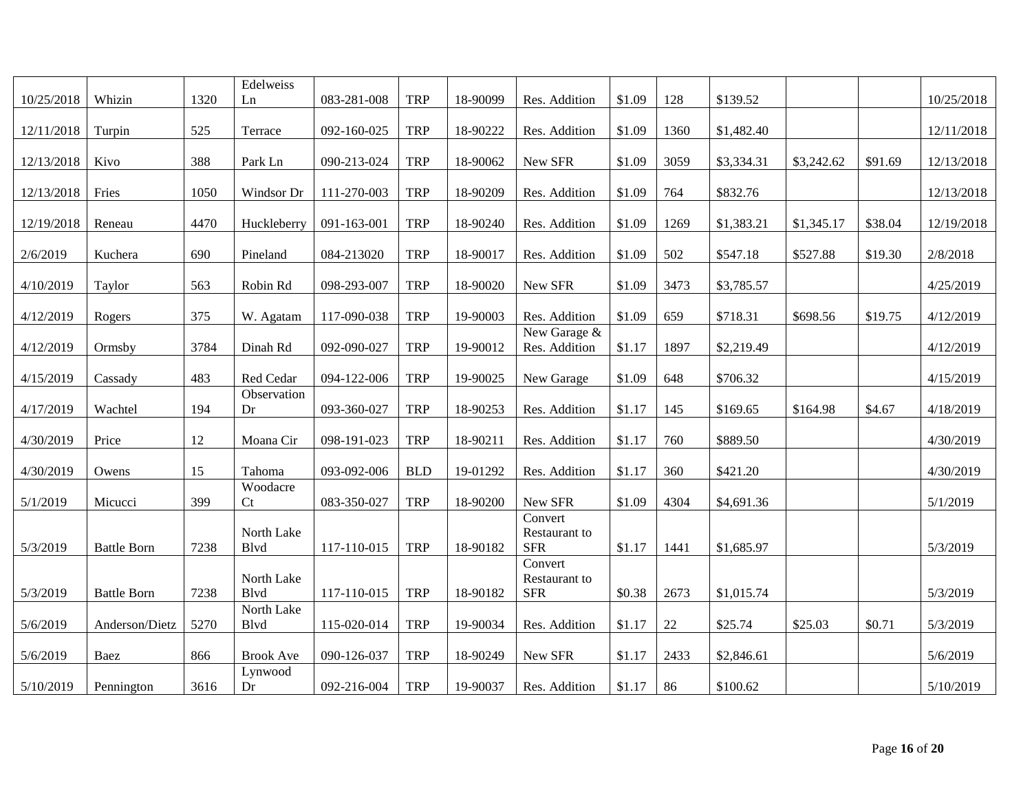| | | | | | | | | | | | | | |
|---|---|---|---|---|---|---|---|---|---|---|---|---|---|
| 10/25/2018 | Whizin | 1320 | Edelweiss Ln | 083-281-008 | TRP | 18-90099 | Res. Addition | $1.09 | 128 | $139.52 | | | 10/25/2018 |
| 12/11/2018 | Turpin | 525 | Terrace | 092-160-025 | TRP | 18-90222 | Res. Addition | $1.09 | 1360 | $1,482.40 | | | 12/11/2018 |
| 12/13/2018 | Kivo | 388 | Park Ln | 090-213-024 | TRP | 18-90062 | New SFR | $1.09 | 3059 | $3,334.31 | $3,242.62 | $91.69 | 12/13/2018 |
| 12/13/2018 | Fries | 1050 | Windsor Dr | 111-270-003 | TRP | 18-90209 | Res. Addition | $1.09 | 764 | $832.76 | | | 12/13/2018 |
| 12/19/2018 | Reneau | 4470 | Huckleberry | 091-163-001 | TRP | 18-90240 | Res. Addition | $1.09 | 1269 | $1,383.21 | $1,345.17 | $38.04 | 12/19/2018 |
| 2/6/2019 | Kuchera | 690 | Pineland | 084-213020 | TRP | 18-90017 | Res. Addition | $1.09 | 502 | $547.18 | $527.88 | $19.30 | 2/8/2018 |
| 4/10/2019 | Taylor | 563 | Robin Rd | 098-293-007 | TRP | 18-90020 | New SFR | $1.09 | 3473 | $3,785.57 | | | 4/25/2019 |
| 4/12/2019 | Rogers | 375 | W. Agatam | 117-090-038 | TRP | 19-90003 | Res. Addition | $1.09 | 659 | $718.31 | $698.56 | $19.75 | 4/12/2019 |
| 4/12/2019 | Ormsby | 3784 | Dinah Rd | 092-090-027 | TRP | 19-90012 | New Garage & Res. Addition | $1.17 | 1897 | $2,219.49 | | | 4/12/2019 |
| 4/15/2019 | Cassady | 483 | Red Cedar | 094-122-006 | TRP | 19-90025 | New Garage | $1.09 | 648 | $706.32 | | | 4/15/2019 |
| 4/17/2019 | Wachtel | 194 | Observation Dr | 093-360-027 | TRP | 18-90253 | Res. Addition | $1.17 | 145 | $169.65 | $164.98 | $4.67 | 4/18/2019 |
| 4/30/2019 | Price | 12 | Moana Cir | 098-191-023 | TRP | 18-90211 | Res. Addition | $1.17 | 760 | $889.50 | | | 4/30/2019 |
| 4/30/2019 | Owens | 15 | Tahoma | 093-092-006 | BLD | 19-01292 | Res. Addition | $1.17 | 360 | $421.20 | | | 4/30/2019 |
| 5/1/2019 | Micucci | 399 | Woodacre Ct | 083-350-027 | TRP | 18-90200 | New SFR | $1.09 | 4304 | $4,691.36 | | | 5/1/2019 |
| 5/3/2019 | Battle Born | 7238 | North Lake Blvd | 117-110-015 | TRP | 18-90182 | Convert Restaurant to SFR | $1.17 | 1441 | $1,685.97 | | | 5/3/2019 |
| 5/3/2019 | Battle Born | 7238 | North Lake Blvd | 117-110-015 | TRP | 18-90182 | Convert Restaurant to SFR | $0.38 | 2673 | $1,015.74 | | | 5/3/2019 |
| 5/6/2019 | Anderson/Dietz | 5270 | North Lake Blvd | 115-020-014 | TRP | 19-90034 | Res. Addition | $1.17 | 22 | $25.74 | $25.03 | $0.71 | 5/3/2019 |
| 5/6/2019 | Baez | 866 | Brook Ave | 090-126-037 | TRP | 18-90249 | New SFR | $1.17 | 2433 | $2,846.61 | | | 5/6/2019 |
| 5/10/2019 | Pennington | 3616 | Lynwood Dr | 092-216-004 | TRP | 19-90037 | Res. Addition | $1.17 | 86 | $100.62 | | | 5/10/2019 |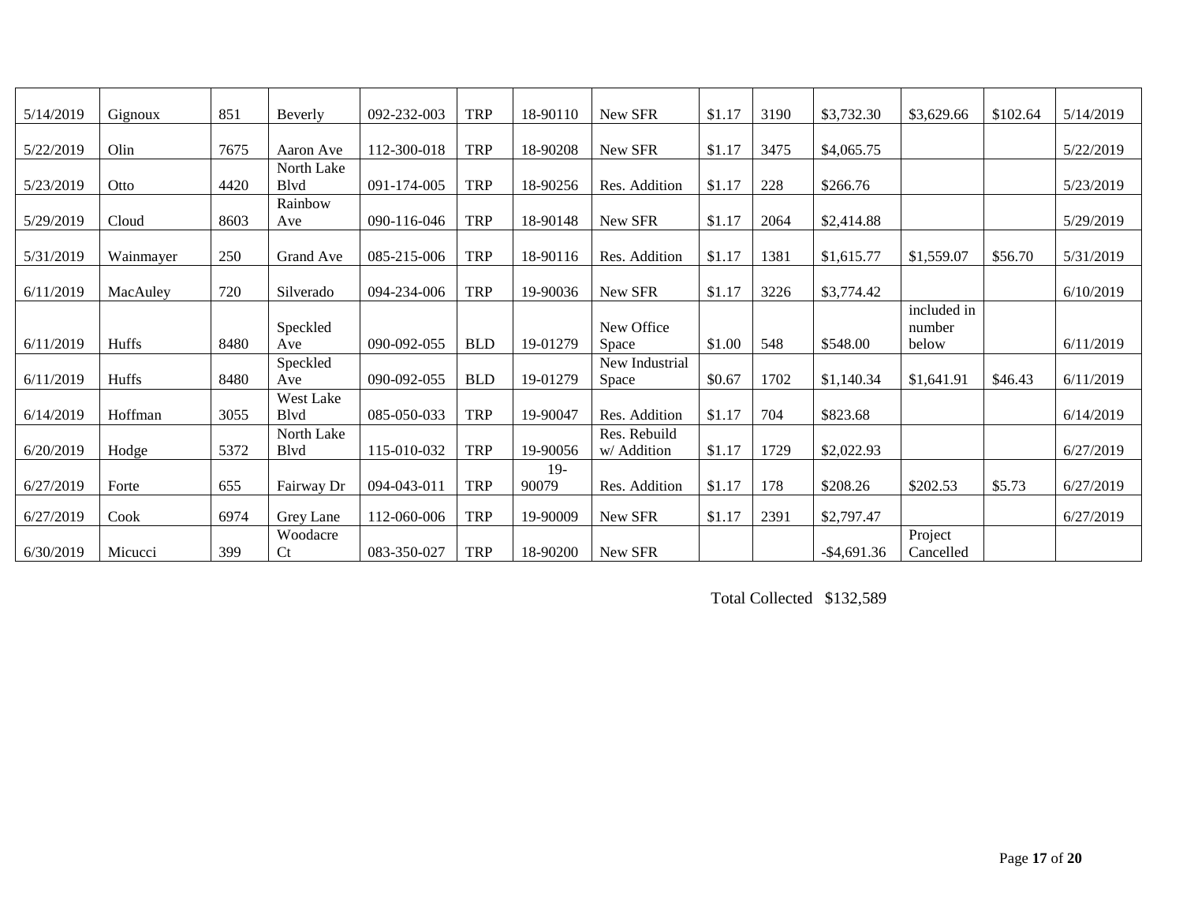| | | | | | | | | | | | | | |
|---|---|---|---|---|---|---|---|---|---|---|---|---|---|
| 5/14/2019 | Gignoux | 851 | Beverly | 092-232-003 | TRP | 18-90110 | New SFR | $1.17 | 3190 | $3,732.30 | $3,629.66 | $102.64 | 5/14/2019 |
| 5/22/2019 | Olin | 7675 | Aaron Ave | 112-300-018 | TRP | 18-90208 | New SFR | $1.17 | 3475 | $4,065.75 | | | 5/22/2019 |
| 5/23/2019 | Otto | 4420 | North Lake Blvd | 091-174-005 | TRP | 18-90256 | Res. Addition | $1.17 | 228 | $266.76 | | | 5/23/2019 |
| 5/29/2019 | Cloud | 8603 | Rainbow Ave | 090-116-046 | TRP | 18-90148 | New SFR | $1.17 | 2064 | $2,414.88 | | | 5/29/2019 |
| 5/31/2019 | Wainmayer | 250 | Grand Ave | 085-215-006 | TRP | 18-90116 | Res. Addition | $1.17 | 1381 | $1,615.77 | $1,559.07 | $56.70 | 5/31/2019 |
| 6/11/2019 | MacAuley | 720 | Silverado | 094-234-006 | TRP | 19-90036 | New SFR | $1.17 | 3226 | $3,774.42 | | | 6/10/2019 |
| 6/11/2019 | Huffs | 8480 | Speckled Ave | 090-092-055 | BLD | 19-01279 | New Office Space | $1.00 | 548 | $548.00 | included in number below | | 6/11/2019 |
| 6/11/2019 | Huffs | 8480 | Speckled Ave | 090-092-055 | BLD | 19-01279 | New Industrial Space | $0.67 | 1702 | $1,140.34 | $1,641.91 | $46.43 | 6/11/2019 |
| 6/14/2019 | Hoffman | 3055 | West Lake Blvd | 085-050-033 | TRP | 19-90047 | Res. Addition | $1.17 | 704 | $823.68 | | | 6/14/2019 |
| 6/20/2019 | Hodge | 5372 | North Lake Blvd | 115-010-032 | TRP | 19-90056 | Res. Rebuild w/ Addition | $1.17 | 1729 | $2,022.93 | | | 6/27/2019 |
| 6/27/2019 | Forte | 655 | Fairway Dr | 094-043-011 | TRP | 19-90079 | Res. Addition | $1.17 | 178 | $208.26 | $202.53 | $5.73 | 6/27/2019 |
| 6/27/2019 | Cook | 6974 | Grey Lane | 112-060-006 | TRP | 19-90009 | New SFR | $1.17 | 2391 | $2,797.47 | | | 6/27/2019 |
| 6/30/2019 | Micucci | 399 | Woodacre Ct | 083-350-027 | TRP | 18-90200 | New SFR | | | -$4,691.36 | Project Cancelled | | |

Total Collected $132,589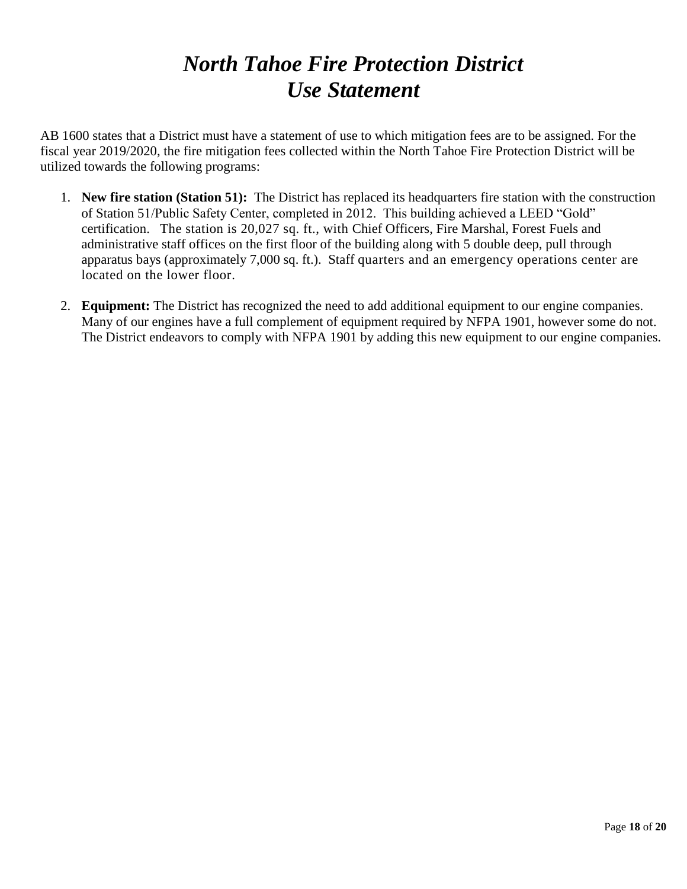# *North Tahoe Fire Protection District*
# *Use Statement*

AB 1600 states that a District must have a statement of use to which mitigation fees are to be assigned. For the fiscal year 2019/2020, the fire mitigation fees collected within the North Tahoe Fire Protection District will be utilized towards the following programs:

1. **New fire station (Station 51):** The District has replaced its headquarters fire station with the construction of Station 51/Public Safety Center, completed in 2012. This building achieved a LEED "Gold" certification. The station is 20,027 sq. ft., with Chief Officers, Fire Marshal, Forest Fuels and administrative staff offices on the first floor of the building along with 5 double deep, pull through apparatus bays (approximately 7,000 sq. ft.). Staff quarters and an emergency operations center are located on the lower floor.

2. **Equipment:** The District has recognized the need to add additional equipment to our engine companies. Many of our engines have a full complement of equipment required by NFPA 1901, however some do not. The District endeavors to comply with NFPA 1901 by adding this new equipment to our engine companies.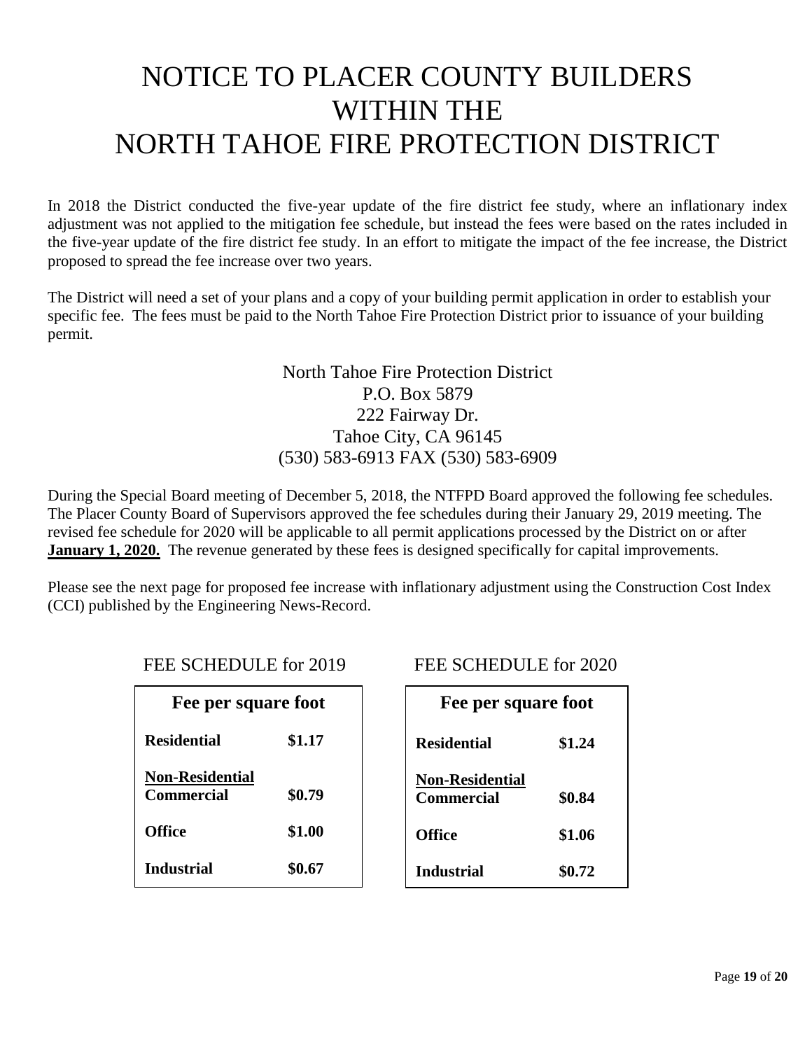# NOTICE TO PLACER COUNTY BUILDERS WITHIN THE NORTH TAHOE FIRE PROTECTION DISTRICT

In 2018 the District conducted the five-year update of the fire district fee study, where an inflationary index adjustment was not applied to the mitigation fee schedule, but instead the fees were based on the rates included in the five-year update of the fire district fee study. In an effort to mitigate the impact of the fee increase, the District proposed to spread the fee increase over two years.

The District will need a set of your plans and a copy of your building permit application in order to establish your specific fee. The fees must be paid to the North Tahoe Fire Protection District prior to issuance of your building permit.

North Tahoe Fire Protection District
P.O. Box 5879
222 Fairway Dr.
Tahoe City, CA 96145
(530) 583-6913 FAX (530) 583-6909

During the Special Board meeting of December 5, 2018, the NTFPD Board approved the following fee schedules. The Placer County Board of Supervisors approved the fee schedules during their January 29, 2019 meeting. The revised fee schedule for 2020 will be applicable to all permit applications processed by the District on or after **January 1, 2020.** The revenue generated by these fees is designed specifically for capital improvements.

Please see the next page for proposed fee increase with inflationary adjustment using the Construction Cost Index (CCI) published by the Engineering News-Record.

FEE SCHEDULE for 2019

| Fee per square foot | |
|---|---|
| **Residential** | **$1.17** |
| **Non-Residential Commercial** | **$0.79** |
| **Office** | **$1.00** |
| **Industrial** | **$0.67** |

FEE SCHEDULE for 2020

| Fee per square foot | |
|---|---|
| **Residential** | **$1.24** |
| **Non-Residential Commercial** | **$0.84** |
| **Office** | **$1.06** |
| **Industrial** | **$0.72** |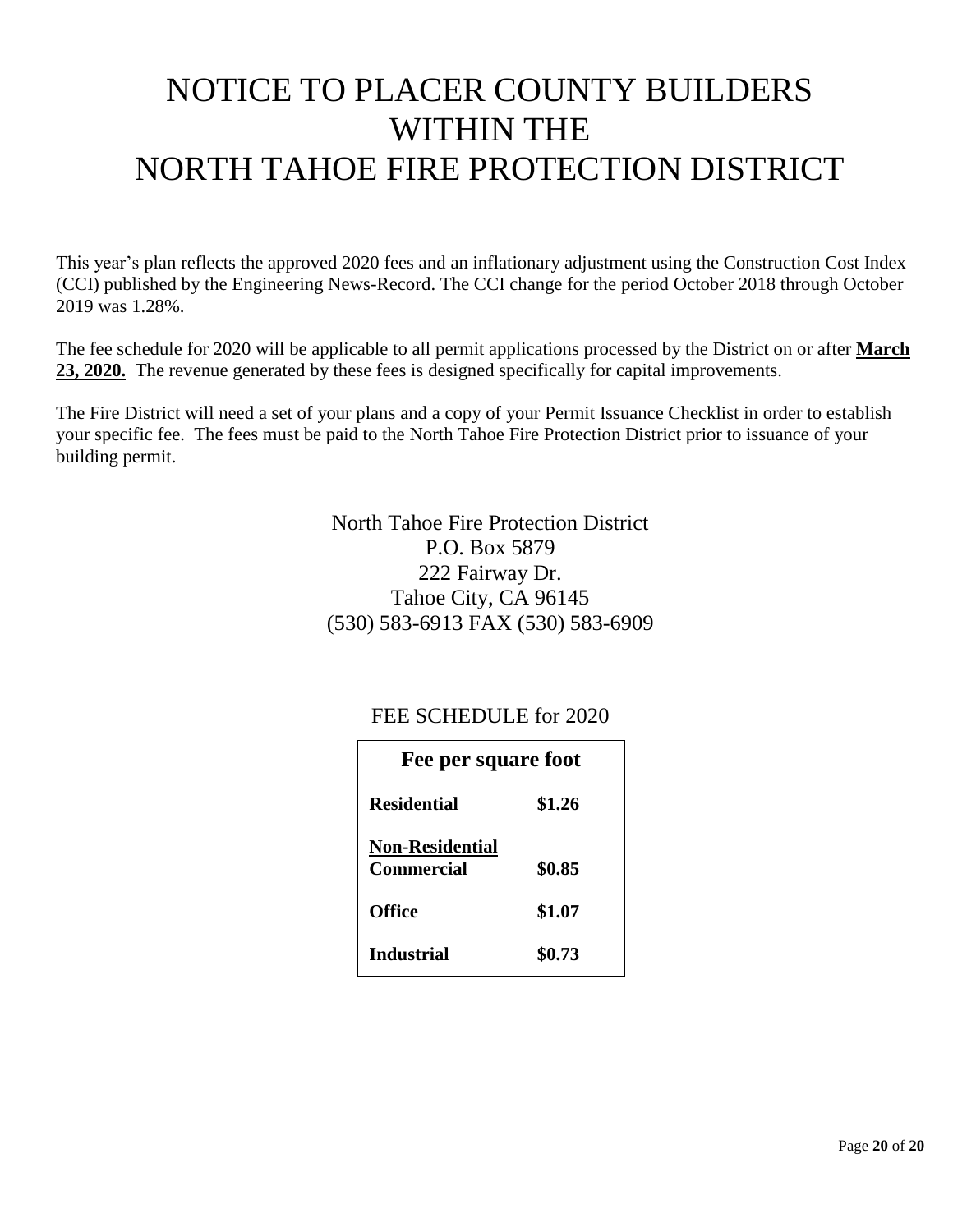# NOTICE TO PLACER COUNTY BUILDERS WITHIN THE NORTH TAHOE FIRE PROTECTION DISTRICT

This year's plan reflects the approved 2020 fees and an inflationary adjustment using the Construction Cost Index (CCI) published by the Engineering News-Record. The CCI change for the period October 2018 through October 2019 was 1.28%.

The fee schedule for 2020 will be applicable to all permit applications processed by the District on or after **March 23, 2020.** The revenue generated by these fees is designed specifically for capital improvements.

The Fire District will need a set of your plans and a copy of your Permit Issuance Checklist in order to establish your specific fee. The fees must be paid to the North Tahoe Fire Protection District prior to issuance of your building permit.

North Tahoe Fire Protection District
P.O. Box 5879
222 Fairway Dr.
Tahoe City, CA 96145
(530) 583-6913 FAX (530) 583-6909

FEE SCHEDULE for 2020

| Fee per square foot | |
|---|---|
| **Residential** | **$1.26** |
| **Non-Residential** | |
| **Commercial** | **$0.85** |
| **Office** | **$1.07** |
| **Industrial** | **$0.73** |